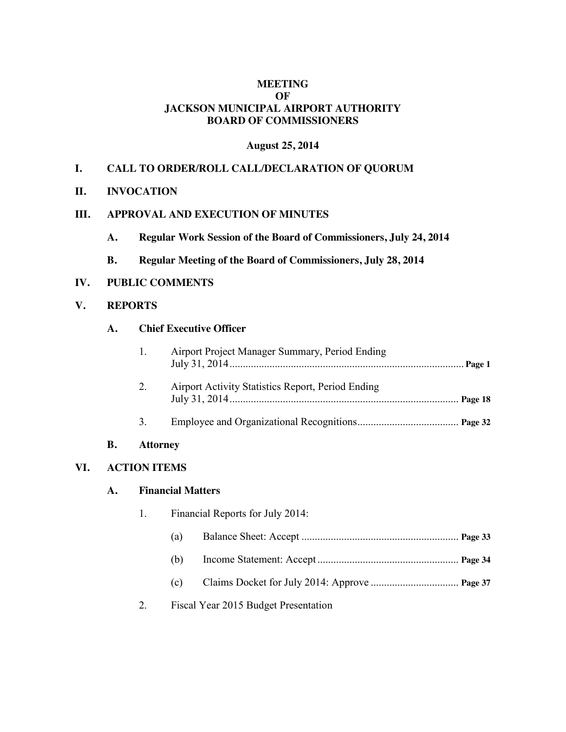# MEETING
# OF
# JACKSON MUNICIPAL AIRPORT AUTHORITY
# BOARD OF COMMISSIONERS

**August 25, 2014**

## I. CALL TO ORDER/ROLL CALL/DECLARATION OF QUORUM

## II. INVOCATION

## III. APPROVAL AND EXECUTION OF MINUTES

**A. Regular Work Session of the Board of Commissioners, July 24, 2014**

**B. Regular Meeting of the Board of Commissioners, July 28, 2014**

## IV. PUBLIC COMMENTS

## V. REPORTS

### A. Chief Executive Officer

1. Airport Project Manager Summary, Period Ending July 31, 2014........................................................................................ **Page 1**

2. Airport Activity Statistics Report, Period Ending July 31, 2014...................................................................................... **Page 18**

3. Employee and Organizational Recognitions...................................... **Page 32**

### B. Attorney

## VI. ACTION ITEMS

### A. Financial Matters

1. Financial Reports for July 2014:

   (a) Balance Sheet: Accept ........................................................... **Page 33**

   (b) Income Statement: Accept ..................................................... **Page 34**

   (c) Claims Docket for July 2014: Approve ................................. **Page 37**

2. Fiscal Year 2015 Budget Presentation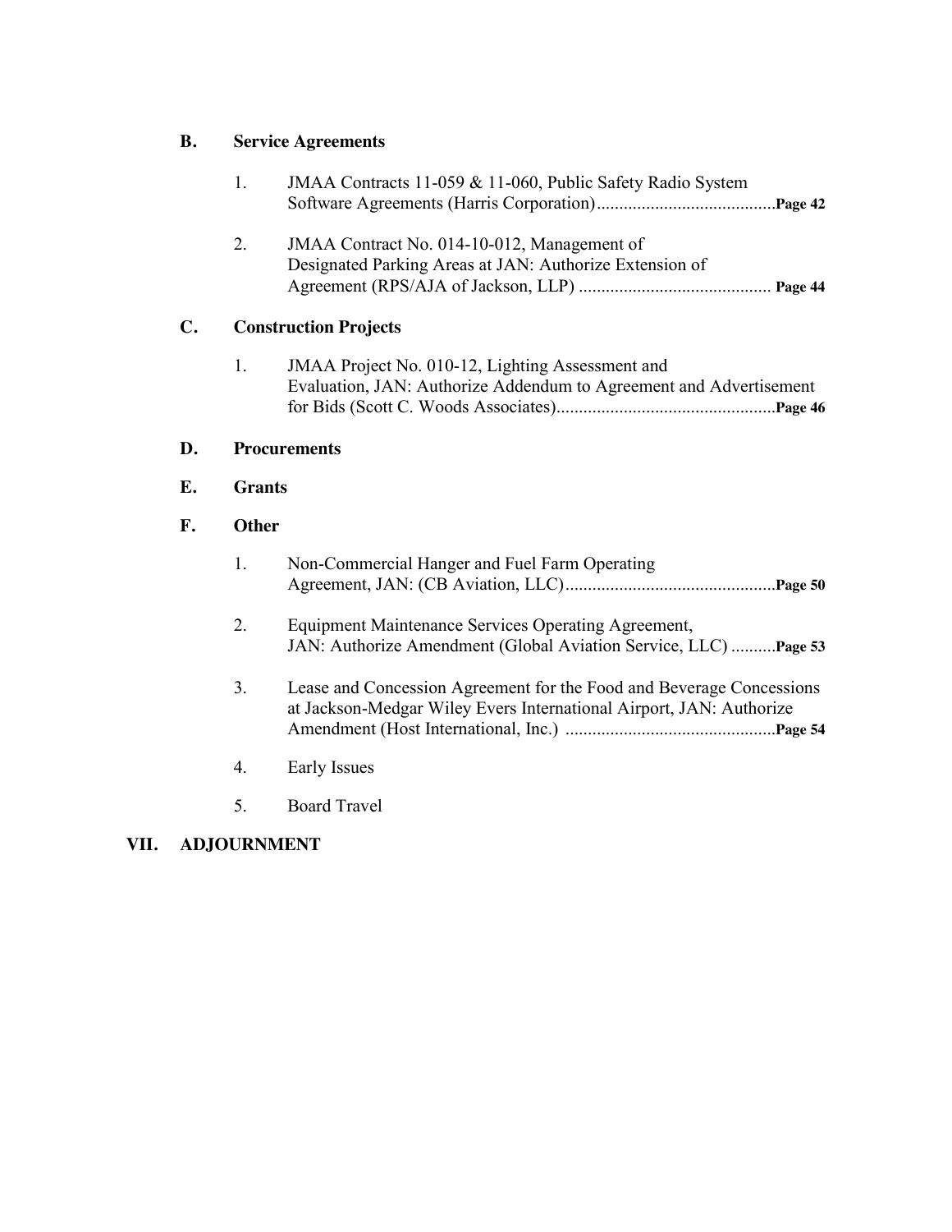## B. Service Agreements

1. JMAA Contracts 11-059 & 11-060, Public Safety Radio System Software Agreements (Harris Corporation)........................................**Page 42**

2. JMAA Contract No. 014-10-012, Management of Designated Parking Areas at JAN: Authorize Extension of Agreement (RPS/AJA of Jackson, LLP) ........................................... **Page 44**

## C. Construction Projects

1. JMAA Project No. 010-12, Lighting Assessment and Evaluation, JAN: Authorize Addendum to Agreement and Advertisement for Bids (Scott C. Woods Associates).................................................**Page 46**

## D. Procurements

## E. Grants

## F. Other

1. Non-Commercial Hanger and Fuel Farm Operating Agreement, JAN: (CB Aviation, LLC)...............................................**Page 50**

2. Equipment Maintenance Services Operating Agreement, JAN: Authorize Amendment (Global Aviation Service, LLC) ..........**Page 53**

3. Lease and Concession Agreement for the Food and Beverage Concessions at Jackson-Medgar Wiley Evers International Airport, JAN: Authorize Amendment (Host International, Inc.) ..............................................**Page 54**

4. Early Issues

5. Board Travel

# VII. ADJOURNMENT